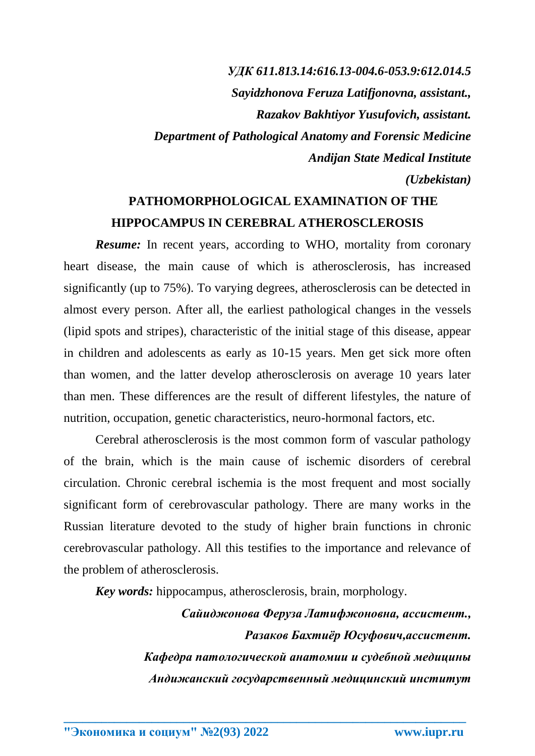*УДК 611.813.14:616.13-004.6-053.9:612.014.5*

***Sayidzhonova Feruza Latifjonovna, assistant.,***

***Razakov Bakhtiyor Yusufovich, assistant.***

***Department of Pathological Anatomy and Forensic Medicine***

***Andijan State Medical Institute***

***(Uzbekistan)***

# PATHOMORPHOLOGICAL EXAMINATION OF THE HIPPOCAMPUS IN CEREBRAL ATHEROSCLEROSIS

***Resume:*** In recent years, according to WHO, mortality from coronary heart disease, the main cause of which is atherosclerosis, has increased significantly (up to 75%). To varying degrees, atherosclerosis can be detected in almost every person. After all, the earliest pathological changes in the vessels (lipid spots and stripes), characteristic of the initial stage of this disease, appear in children and adolescents as early as 10-15 years. Men get sick more often than women, and the latter develop atherosclerosis on average 10 years later than men. These differences are the result of different lifestyles, the nature of nutrition, occupation, genetic characteristics, neuro-hormonal factors, etc.

Cerebral atherosclerosis is the most common form of vascular pathology of the brain, which is the main cause of ischemic disorders of cerebral circulation. Chronic cerebral ischemia is the most frequent and most socially significant form of cerebrovascular pathology. There are many works in the Russian literature devoted to the study of higher brain functions in chronic cerebrovascular pathology. All this testifies to the importance and relevance of the problem of atherosclerosis.

***Key words:*** hippocampus, atherosclerosis, brain, morphology.

***Сайиджонова Феруза Латифжоновна, ассистент.,***

***Разаков Бахтиёр Юсуфович,ассистент.***

***Кафедра патологической анатомии и судебной медицины***

***Андижанский государственный медицинский институт***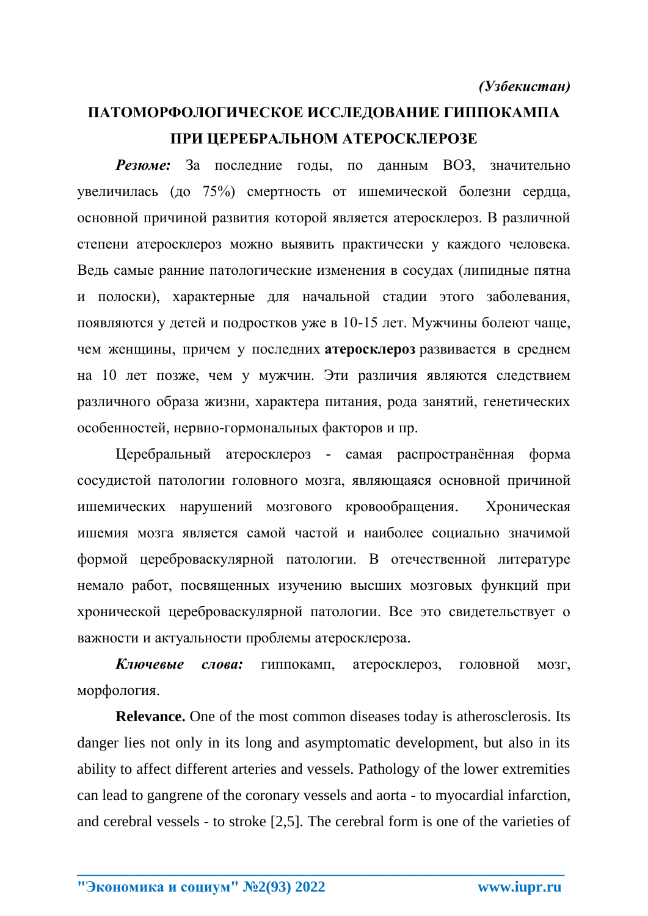*(Узбекистан)*

# ПАТОМОРФОЛОГИЧЕСКОЕ ИССЛЕДОВАНИЕ ГИППОКАМПА ПРИ ЦЕРЕБРАЛЬНОМ АТЕРОСКЛЕРОЗЕ

***Резюме:*** За последние годы, по данным ВОЗ, значительно увеличилась (до 75%) смертность от ишемической болезни сердца, основной причиной развития которой является атеросклероз. В различной степени атеросклероз можно выявить практически у каждого человека. Ведь самые ранние патологические изменения в сосудах (липидные пятна и полоски), характерные для начальной стадии этого заболевания, появляются у детей и подростков уже в 10-15 лет. Мужчины болеют чаще, чем женщины, причем у последних **атеросклероз** развивается в среднем на 10 лет позже, чем у мужчин. Эти различия являются следствием различного образа жизни, характера питания, рода занятий, генетических особенностей, нервно-гормональных факторов и пр.

Церебральный атеросклероз - самая распространённая форма сосудистой патологии головного мозга, являющаяся основной причиной ишемических нарушений мозгового кровообращения. Хроническая ишемия мозга является самой частой и наиболее социально значимой формой цереброваскулярной патологии. В отечественной литературе немало работ, посвященных изучению высших мозговых функций при хронической цереброваскулярной патологии. Все это свидетельствует о важности и актуальности проблемы атеросклероза.

***Ключевые слова:*** гиппокамп, атеросклероз, головной мозг, морфология.

**Relevance.** One of the most common diseases today is atherosclerosis. Its danger lies not only in its long and asymptomatic development, but also in its ability to affect different arteries and vessels. Pathology of the lower extremities can lead to gangrene of the coronary vessels and aorta - to myocardial infarction, and cerebral vessels - to stroke [2,5]. The cerebral form is one of the varieties of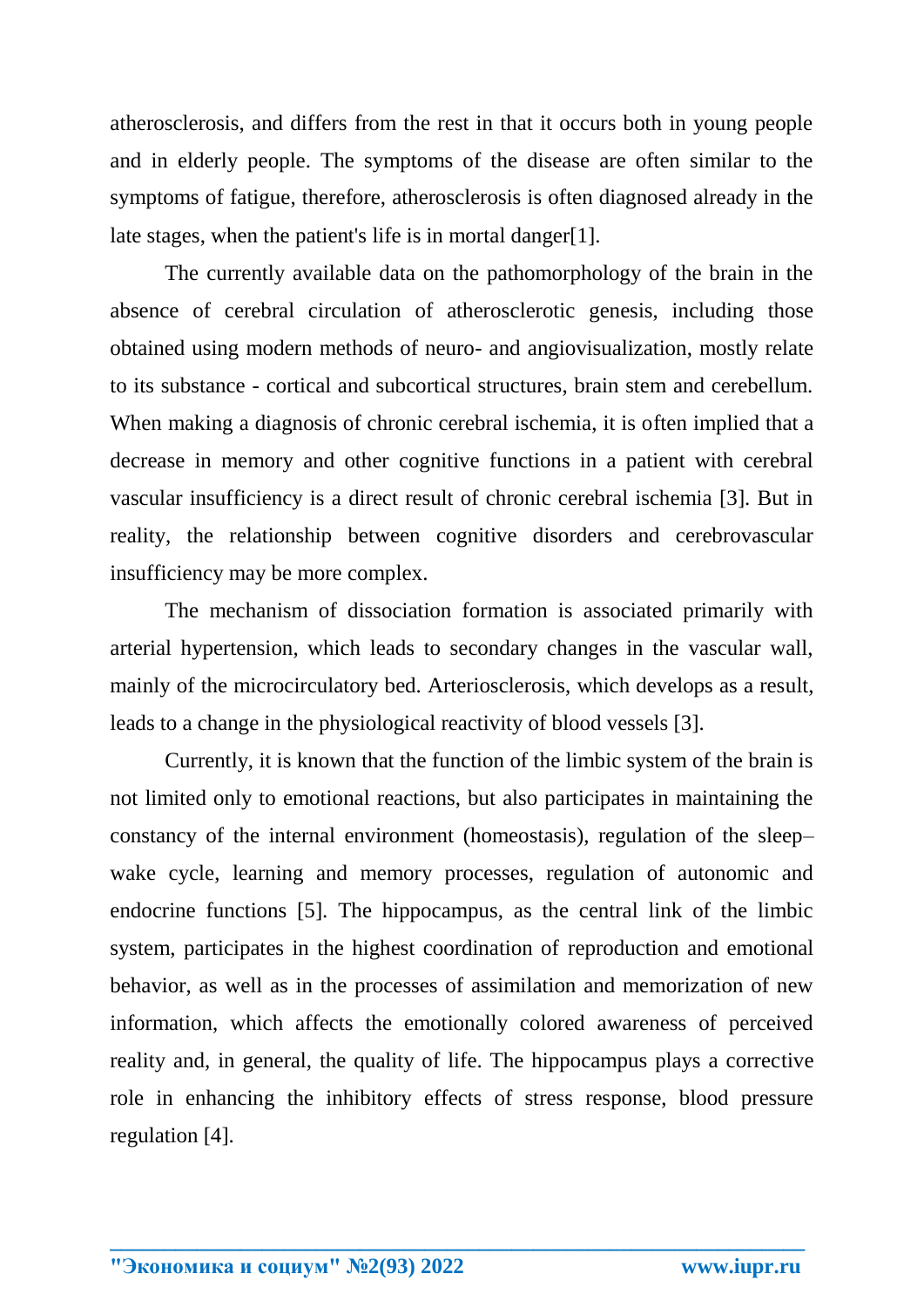atherosclerosis, and differs from the rest in that it occurs both in young people and in elderly people. The symptoms of the disease are often similar to the symptoms of fatigue, therefore, atherosclerosis is often diagnosed already in the late stages, when the patient's life is in mortal danger[1].

The currently available data on the pathomorphology of the brain in the absence of cerebral circulation of atherosclerotic genesis, including those obtained using modern methods of neuro- and angiovisualization, mostly relate to its substance - cortical and subcortical structures, brain stem and cerebellum. When making a diagnosis of chronic cerebral ischemia, it is often implied that a decrease in memory and other cognitive functions in a patient with cerebral vascular insufficiency is a direct result of chronic cerebral ischemia [3]. But in reality, the relationship between cognitive disorders and cerebrovascular insufficiency may be more complex.

The mechanism of dissociation formation is associated primarily with arterial hypertension, which leads to secondary changes in the vascular wall, mainly of the microcirculatory bed. Arteriosclerosis, which develops as a result, leads to a change in the physiological reactivity of blood vessels [3].

Currently, it is known that the function of the limbic system of the brain is not limited only to emotional reactions, but also participates in maintaining the constancy of the internal environment (homeostasis), regulation of the sleep–wake cycle, learning and memory processes, regulation of autonomic and endocrine functions [5]. The hippocampus, as the central link of the limbic system, participates in the highest coordination of reproduction and emotional behavior, as well as in the processes of assimilation and memorization of new information, which affects the emotionally colored awareness of perceived reality and, in general, the quality of life. The hippocampus plays a corrective role in enhancing the inhibitory effects of stress response, blood pressure regulation [4].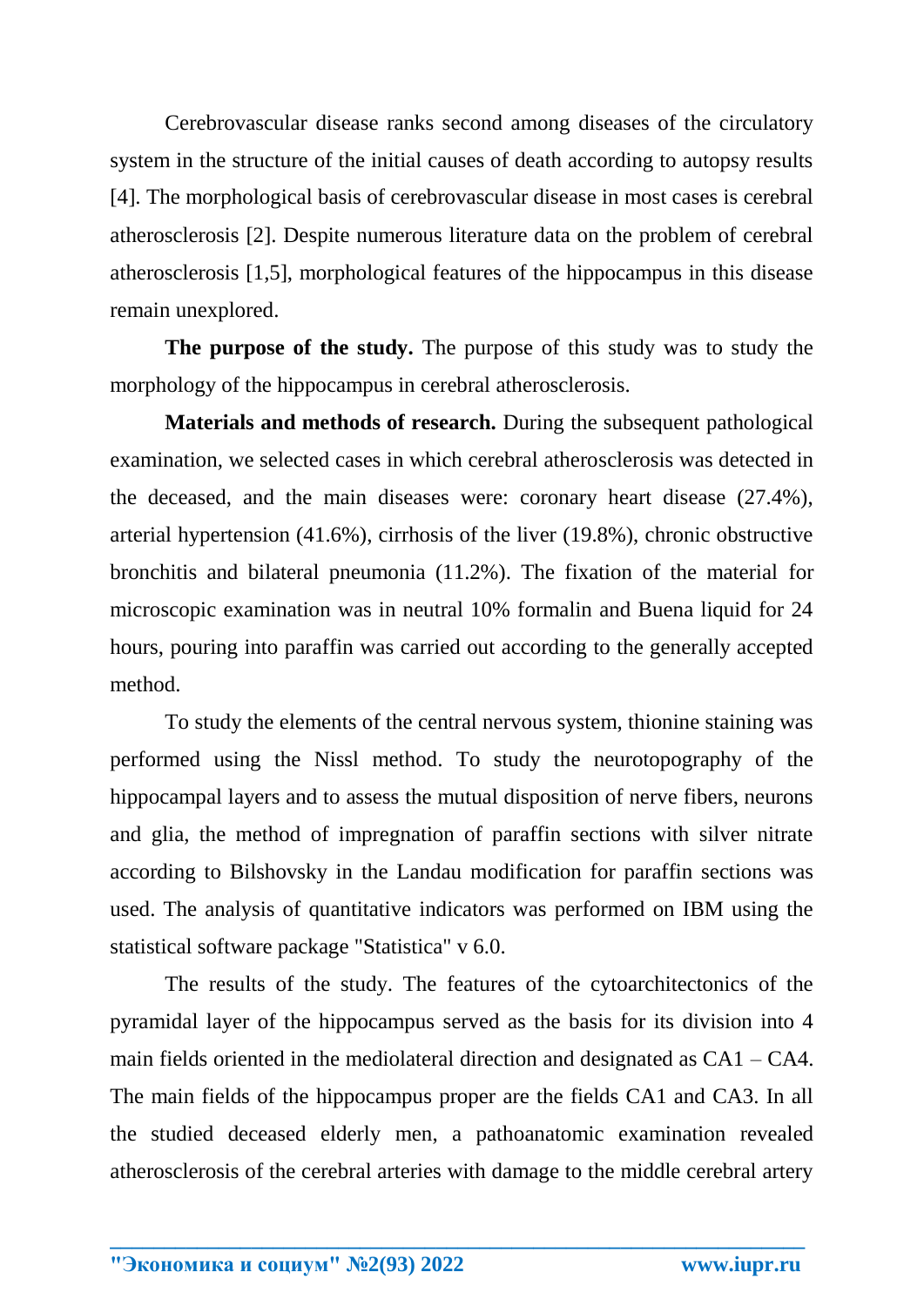Cerebrovascular disease ranks second among diseases of the circulatory system in the structure of the initial causes of death according to autopsy results [4]. The morphological basis of cerebrovascular disease in most cases is cerebral atherosclerosis [2]. Despite numerous literature data on the problem of cerebral atherosclerosis [1,5], morphological features of the hippocampus in this disease remain unexplored.

**The purpose of the study.** The purpose of this study was to study the morphology of the hippocampus in cerebral atherosclerosis.

**Materials and methods of research.** During the subsequent pathological examination, we selected cases in which cerebral atherosclerosis was detected in the deceased, and the main diseases were: coronary heart disease (27.4%), arterial hypertension (41.6%), cirrhosis of the liver (19.8%), chronic obstructive bronchitis and bilateral pneumonia (11.2%). The fixation of the material for microscopic examination was in neutral 10% formalin and Buena liquid for 24 hours, pouring into paraffin was carried out according to the generally accepted method.

To study the elements of the central nervous system, thionine staining was performed using the Nissl method. To study the neurotopography of the hippocampal layers and to assess the mutual disposition of nerve fibers, neurons and glia, the method of impregnation of paraffin sections with silver nitrate according to Bilshovsky in the Landau modification for paraffin sections was used. The analysis of quantitative indicators was performed on IBM using the statistical software package "Statistica" v 6.0.

The results of the study. The features of the cytoarchitectonics of the pyramidal layer of the hippocampus served as the basis for its division into 4 main fields oriented in the mediolateral direction and designated as CA1 – CA4. The main fields of the hippocampus proper are the fields CA1 and CA3. In all the studied deceased elderly men, a pathoanatomic examination revealed atherosclerosis of the cerebral arteries with damage to the middle cerebral artery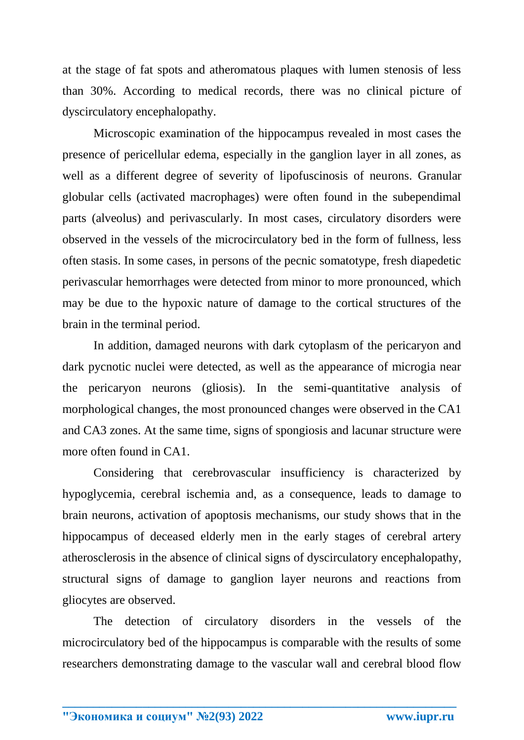at the stage of fat spots and atheromatous plaques with lumen stenosis of less than 30%. According to medical records, there was no clinical picture of dyscirculatory encephalopathy.

Microscopic examination of the hippocampus revealed in most cases the presence of pericellular edema, especially in the ganglion layer in all zones, as well as a different degree of severity of lipofuscinosis of neurons. Granular globular cells (activated macrophages) were often found in the subependimal parts (alveolus) and perivascularly. In most cases, circulatory disorders were observed in the vessels of the microcirculatory bed in the form of fullness, less often stasis. In some cases, in persons of the pecnic somatotype, fresh diapedetic perivascular hemorrhages were detected from minor to more pronounced, which may be due to the hypoxic nature of damage to the cortical structures of the brain in the terminal period.

In addition, damaged neurons with dark cytoplasm of the pericaryon and dark pycnotic nuclei were detected, as well as the appearance of microgia near the pericaryon neurons (gliosis). In the semi-quantitative analysis of morphological changes, the most pronounced changes were observed in the CA1 and CA3 zones. At the same time, signs of spongiosis and lacunar structure were more often found in CA1.

Considering that cerebrovascular insufficiency is characterized by hypoglycemia, cerebral ischemia and, as a consequence, leads to damage to brain neurons, activation of apoptosis mechanisms, our study shows that in the hippocampus of deceased elderly men in the early stages of cerebral artery atherosclerosis in the absence of clinical signs of dyscirculatory encephalopathy, structural signs of damage to ganglion layer neurons and reactions from gliocytes are observed.

The detection of circulatory disorders in the vessels of the microcirculatory bed of the hippocampus is comparable with the results of some researchers demonstrating damage to the vascular wall and cerebral blood flow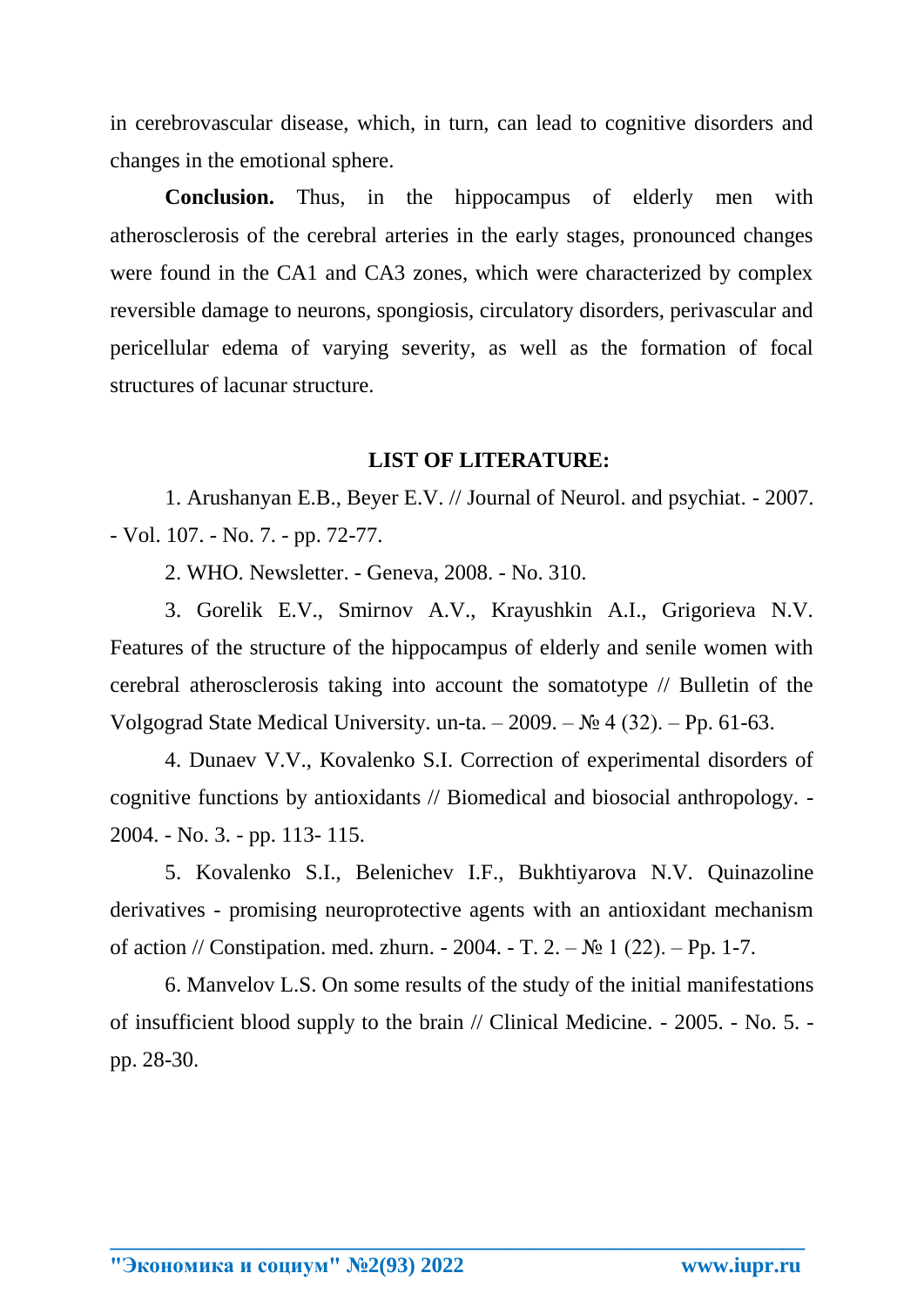in cerebrovascular disease, which, in turn, can lead to cognitive disorders and changes in the emotional sphere.

**Conclusion.** Thus, in the hippocampus of elderly men with atherosclerosis of the cerebral arteries in the early stages, pronounced changes were found in the CA1 and CA3 zones, which were characterized by complex reversible damage to neurons, spongiosis, circulatory disorders, perivascular and pericellular edema of varying severity, as well as the formation of focal structures of lacunar structure.

## LIST OF LITERATURE:

1. Arushanyan E.B., Beyer E.V. // Journal of Neurol. and psychiat. - 2007. - Vol. 107. - No. 7. - pp. 72-77.
2. WHO. Newsletter. - Geneva, 2008. - No. 310.
3. Gorelik E.V., Smirnov A.V., Krayushkin A.I., Grigorieva N.V. Features of the structure of the hippocampus of elderly and senile women with cerebral atherosclerosis taking into account the somatotype // Bulletin of the Volgograd State Medical University. un-ta. – 2009. – № 4 (32). – Pp. 61-63.
4. Dunaev V.V., Kovalenko S.I. Correction of experimental disorders of cognitive functions by antioxidants // Biomedical and biosocial anthropology. - 2004. - No. 3. - pp. 113- 115.
5. Kovalenko S.I., Belenichev I.F., Bukhtiyarova N.V. Quinazoline derivatives - promising neuroprotective agents with an antioxidant mechanism of action // Constipation. med. zhurn. - 2004. - T. 2. – № 1 (22). – Pp. 1-7.
6. Manvelov L.S. On some results of the study of the initial manifestations of insufficient blood supply to the brain // Clinical Medicine. - 2005. - No. 5. - pp. 28-30.